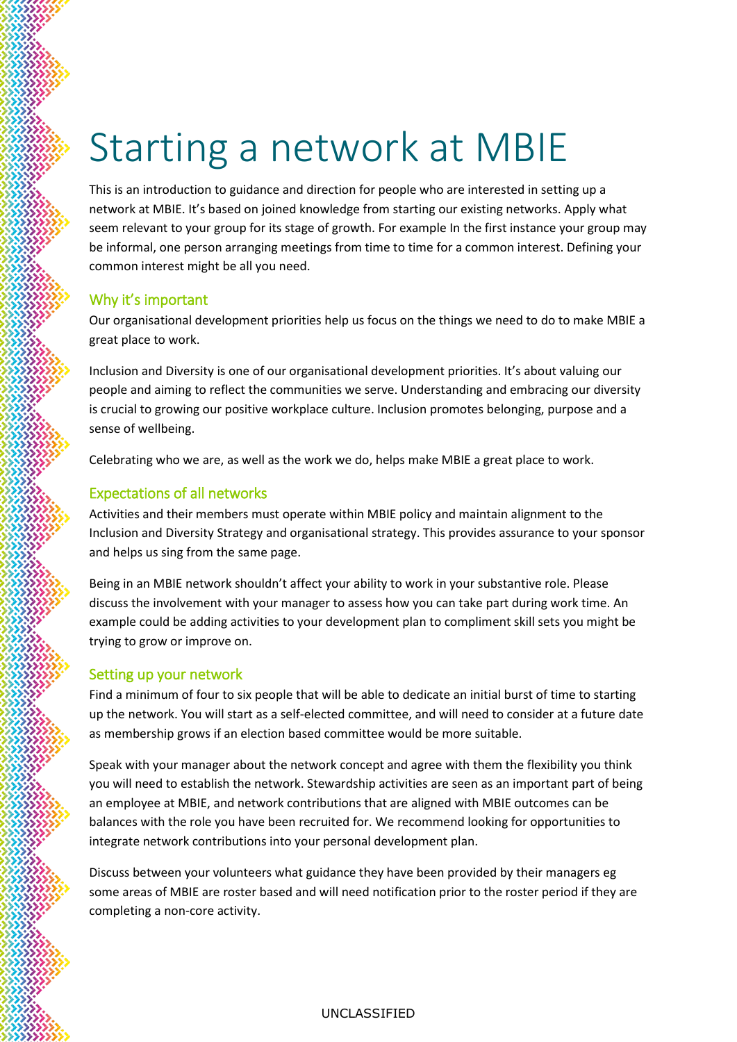# Starting a network at MBIE

This is an introduction to guidance and direction for people who are interested in setting up a network at MBIE. It's based on joined knowledge from starting our existing networks. Apply what seem relevant to your group for its stage of growth. For example In the first instance your group may be informal, one person arranging meetings from time to time for a common interest. Defining your common interest might be all you need.

## Why it's important

Our organisational development priorities help us focus on the things we need to do to make MBIE a great place to work.

Inclusion and Diversity is one of our organisational development priorities. It's about valuing our people and aiming to reflect the communities we serve. Understanding and embracing our diversity is crucial to growing our positive workplace culture. Inclusion promotes belonging, purpose and a sense of wellbeing.

Celebrating who we are, as well as the work we do, helps make MBIE a great place to work.

## Expectations of all networks

Activities and their members must operate within MBIE policy and maintain alignment to the Inclusion and Diversity Strategy and organisational strategy. This provides assurance to your sponsor and helps us sing from the same page.

Being in an MBIE network shouldn't affect your ability to work in your substantive role. Please discuss the involvement with your manager to assess how you can take part during work time. An example could be adding activities to your development plan to compliment skill sets you might be trying to grow or improve on.

## Setting up your network

Find a minimum of four to six people that will be able to dedicate an initial burst of time to starting up the network. You will start as a self-elected committee, and will need to consider at a future date as membership grows if an election based committee would be more suitable.

Speak with your manager about the network concept and agree with them the flexibility you think you will need to establish the network. Stewardship activities are seen as an important part of being an employee at MBIE, and network contributions that are aligned with MBIE outcomes can be balances with the role you have been recruited for. We recommend looking for opportunities to integrate network contributions into your personal development plan.

Discuss between your volunteers what guidance they have been provided by their managers eg some areas of MBIE are roster based and will need notification prior to the roster period if they are completing a non-core activity.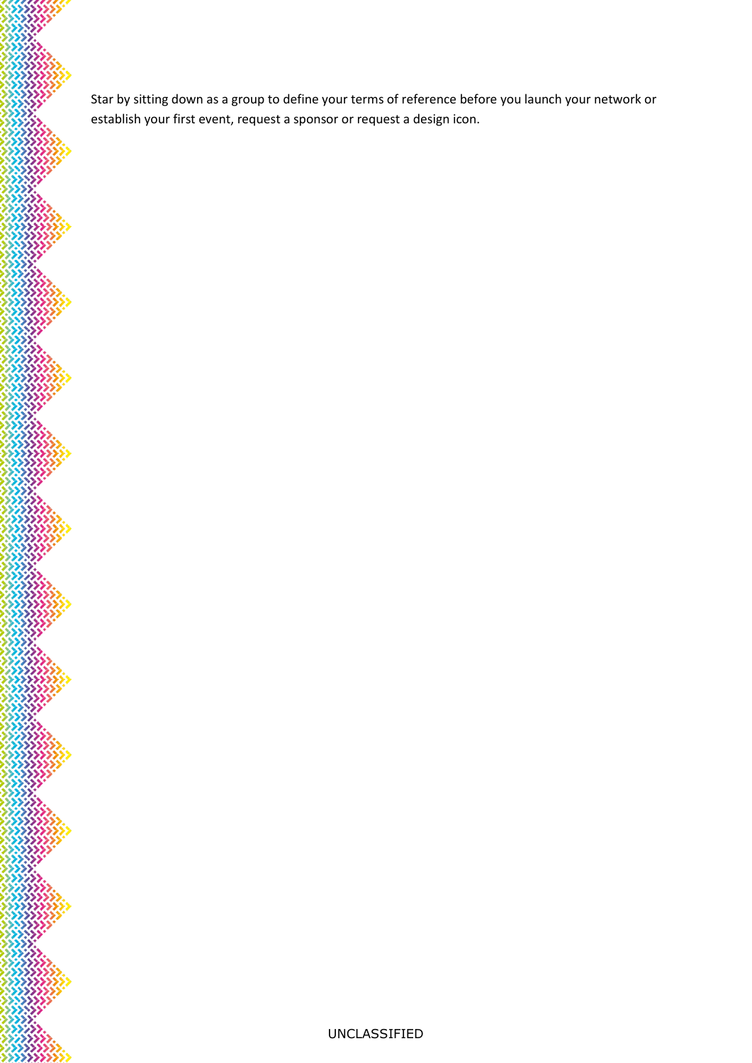Star by sitting down as a group to define your terms of reference before you launch your network or establish your first event, request a sponsor or request a design icon.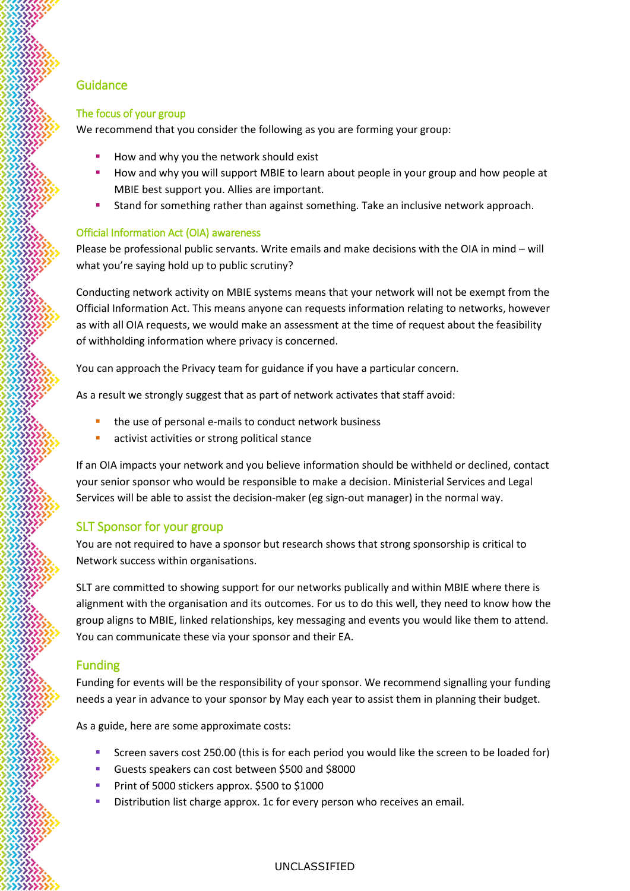## Guidance

### The focus of your group

We recommend that you consider the following as you are forming your group:

- How and why you the network should exist
- How and why you will support MBIE to learn about people in your group and how people at MBIE best support you. Allies are important.
- Stand for something rather than against something. Take an inclusive network approach.

### Official Information Act (OIA) awareness

Please be professional public servants. Write emails and make decisions with the OIA in mind – will what you're saying hold up to public scrutiny?

Conducting network activity on MBIE systems means that your network will not be exempt from the Official Information Act. This means anyone can requests information relating to networks, however as with all OIA requests, we would make an assessment at the time of request about the feasibility of withholding information where privacy is concerned.

You can approach the Privacy team for guidance if you have a particular concern.

As a result we strongly suggest that as part of network activates that staff avoid:

- the use of personal e-mails to conduct network business
- activist activities or strong political stance

If an OIA impacts your network and you believe information should be withheld or declined, contact your senior sponsor who would be responsible to make a decision. Ministerial Services and Legal Services will be able to assist the decision-maker (eg sign-out manager) in the normal way.

## SLT Sponsor for your group

You are not required to have a sponsor but research shows that strong sponsorship is critical to Network success within organisations.

SLT are committed to showing support for our networks publically and within MBIE where there is alignment with the organisation and its outcomes. For us to do this well, they need to know how the group aligns to MBIE, linked relationships, key messaging and events you would like them to attend. You can communicate these via your sponsor and their EA.

## Funding

Funding for events will be the responsibility of your sponsor. We recommend signalling your funding needs a year in advance to your sponsor by May each year to assist them in planning their budget.

As a guide, here are some approximate costs:

- Screen savers cost 250.00 (this is for each period you would like the screen to be loaded for)
- Guests speakers can cost between $500 and $8000
- Print of 5000 stickers approx. $500 to $1000
- Distribution list charge approx. 1c for every person who receives an email.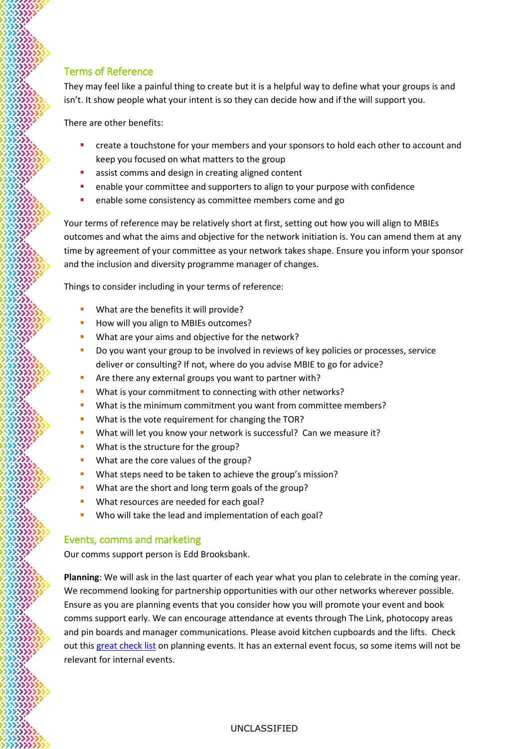## Terms of Reference

They may feel like a painful thing to create but it is a helpful way to define what your groups is and isn't. It show people what your intent is so they can decide how and if the will support you.

There are other benefits:

- create a touchstone for your members and your sponsors to hold each other to account and keep you focused on what matters to the group
- assist comms and design in creating aligned content
- enable your committee and supporters to align to your purpose with confidence
- enable some consistency as committee members come and go

Your terms of reference may be relatively short at first, setting out how you will align to MBIEs outcomes and what the aims and objective for the network initiation is. You can amend them at any time by agreement of your committee as your network takes shape. Ensure you inform your sponsor and the inclusion and diversity programme manager of changes.

Things to consider including in your terms of reference:

- What are the benefits it will provide?
- How will you align to MBIEs outcomes?
- What are your aims and objective for the network?
- Do you want your group to be involved in reviews of key policies or processes, service deliver or consulting? If not, where do you advise MBIE to go for advice?
- Are there any external groups you want to partner with?
- What is your commitment to connecting with other networks?
- What is the minimum commitment you want from committee members?
- What is the vote requirement for changing the TOR?
- What will let you know your network is successful? Can we measure it?
- What is the structure for the group?
- What are the core values of the group?
- What steps need to be taken to achieve the group's mission?
- What are the short and long term goals of the group?
- What resources are needed for each goal?
- Who will take the lead and implementation of each goal?

## Events, comms and marketing

Our comms support person is Edd Brooksbank.

**Planning**: We will ask in the last quarter of each year what you plan to celebrate in the coming year. We recommend looking for partnership opportunities with our other networks wherever possible. Ensure as you are planning events that you consider how you will promote your event and book comms support early. We can encourage attendance at events through The Link, photocopy areas and pin boards and manager communications. Please avoid kitchen cupboards and the lifts. Check out this great check list on planning events. It has an external event focus, so some items will not be relevant for internal events.

UNCLASSIFIED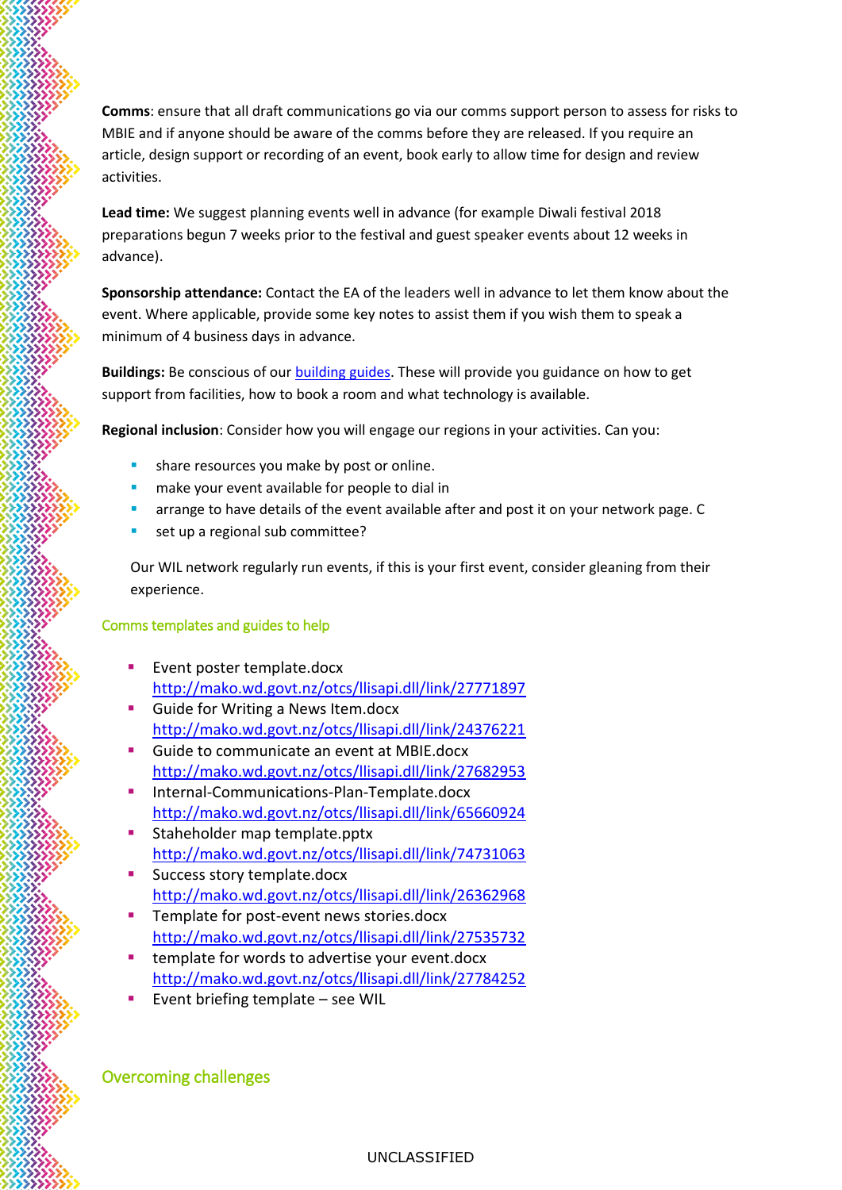**Comms**: ensure that all draft communications go via our comms support person to assess for risks to MBIE and if anyone should be aware of the comms before they are released. If you require an article, design support or recording of an event, book early to allow time for design and review activities.

**Lead time:** We suggest planning events well in advance (for example Diwali festival 2018 preparations begun 7 weeks prior to the festival and guest speaker events about 12 weeks in advance).

**Sponsorship attendance:** Contact the EA of the leaders well in advance to let them know about the event. Where applicable, provide some key notes to assist them if you wish them to speak a minimum of 4 business days in advance.

**Buildings:** Be conscious of our building guides. These will provide you guidance on how to get support from facilities, how to book a room and what technology is available.

**Regional inclusion**: Consider how you will engage our regions in your activities. Can you:

- share resources you make by post or online.
- make your event available for people to dial in
- arrange to have details of the event available after and post it on your network page. C
- set up a regional sub committee?

Our WIL network regularly run events, if this is your first event, consider gleaning from their experience.

### Comms templates and guides to help

- Event poster template.docx
  http://mako.wd.govt.nz/otcs/llisapi.dll/link/27771897
- Guide for Writing a News Item.docx
  http://mako.wd.govt.nz/otcs/llisapi.dll/link/24376221
- Guide to communicate an event at MBIE.docx
  http://mako.wd.govt.nz/otcs/llisapi.dll/link/27682953
- Internal-Communications-Plan-Template.docx
  http://mako.wd.govt.nz/otcs/llisapi.dll/link/65660924
- Staheholder map template.pptx
  http://mako.wd.govt.nz/otcs/llisapi.dll/link/74731063
- Success story template.docx
  http://mako.wd.govt.nz/otcs/llisapi.dll/link/26362968
- Template for post-event news stories.docx
  http://mako.wd.govt.nz/otcs/llisapi.dll/link/27535732
- template for words to advertise your event.docx
  http://mako.wd.govt.nz/otcs/llisapi.dll/link/27784252
- Event briefing template – see WIL

## Overcoming challenges

UNCLASSIFIED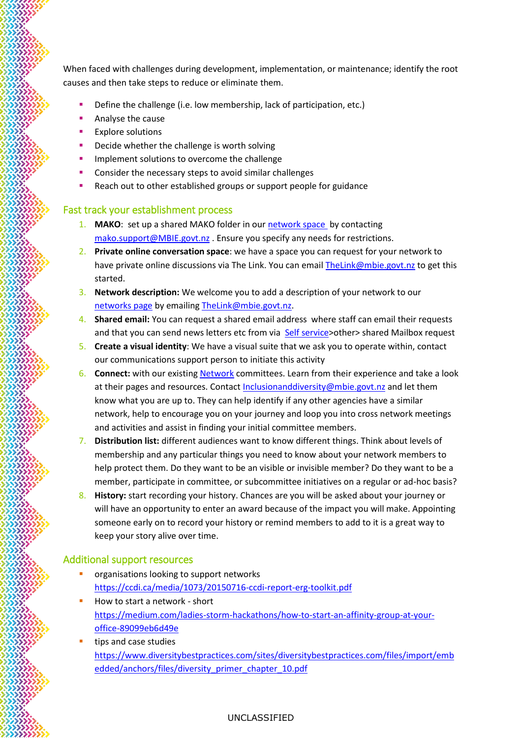When faced with challenges during development, implementation, or maintenance; identify the root causes and then take steps to reduce or eliminate them.

- Define the challenge (i.e. low membership, lack of participation, etc.)
- Analyse the cause
- Explore solutions
- Decide whether the challenge is worth solving
- Implement solutions to overcome the challenge
- Consider the necessary steps to avoid similar challenges
- Reach out to other established groups or support people for guidance

## Fast track your establishment process

1. **MAKO**: set up a shared MAKO folder in our network space by contacting mako.support@MBIE.govt.nz . Ensure you specify any needs for restrictions.
2. **Private online conversation space**: we have a space you can request for your network to have private online discussions via The Link. You can email TheLink@mbie.govt.nz to get this started.
3. **Network description:** We welcome you to add a description of your network to our networks page by emailing TheLink@mbie.govt.nz.
4. **Shared email:** You can request a shared email address where staff can email their requests and that you can send news letters etc from via Self service>other> shared Mailbox request
5. **Create a visual identity**: We have a visual suite that we ask you to operate within, contact our communications support person to initiate this activity
6. **Connect:** with our existing Network committees. Learn from their experience and take a look at their pages and resources. Contact Inclusionanddiversity@mbie.govt.nz and let them know what you are up to. They can help identify if any other agencies have a similar network, help to encourage you on your journey and loop you into cross network meetings and activities and assist in finding your initial committee members.
7. **Distribution list:** different audiences want to know different things. Think about levels of membership and any particular things you need to know about your network members to help protect them. Do they want to be an visible or invisible member? Do they want to be a member, participate in committee, or subcommittee initiatives on a regular or ad-hoc basis?
8. **History:** start recording your history. Chances are you will be asked about your journey or will have an opportunity to enter an award because of the impact you will make. Appointing someone early on to record your history or remind members to add to it is a great way to keep your story alive over time.

## Additional support resources

- organisations looking to support networks
  https://ccdi.ca/media/1073/20150716-ccdi-report-erg-toolkit.pdf
- How to start a network - short
  https://medium.com/ladies-storm-hackathons/how-to-start-an-affinity-group-at-your-office-89099eb6d49e
- tips and case studies
  https://www.diversitybestpractices.com/sites/diversitybestpractices.com/files/import/embedded/anchors/files/diversity_primer_chapter_10.pdf

UNCLASSIFIED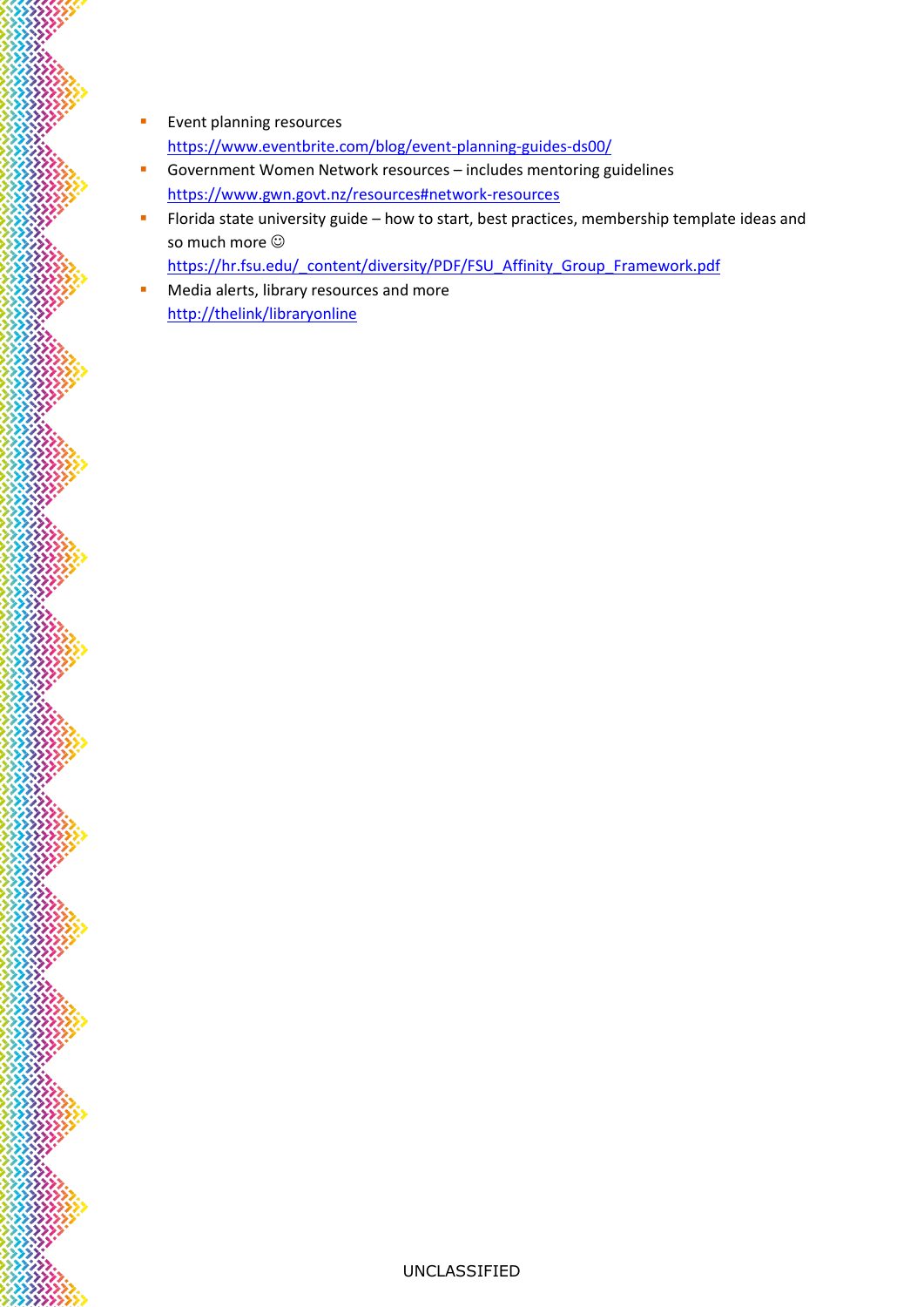- Event planning resources
  https://www.eventbrite.com/blog/event-planning-guides-ds00/
- Government Women Network resources – includes mentoring guidelines
  https://www.gwn.govt.nz/resources#network-resources
- Florida state university guide – how to start, best practices, membership template ideas and so much more ☺
  https://hr.fsu.edu/_content/diversity/PDF/FSU_Affinity_Group_Framework.pdf
- Media alerts, library resources and more
  http://thelink/libraryonline

UNCLASSIFIED